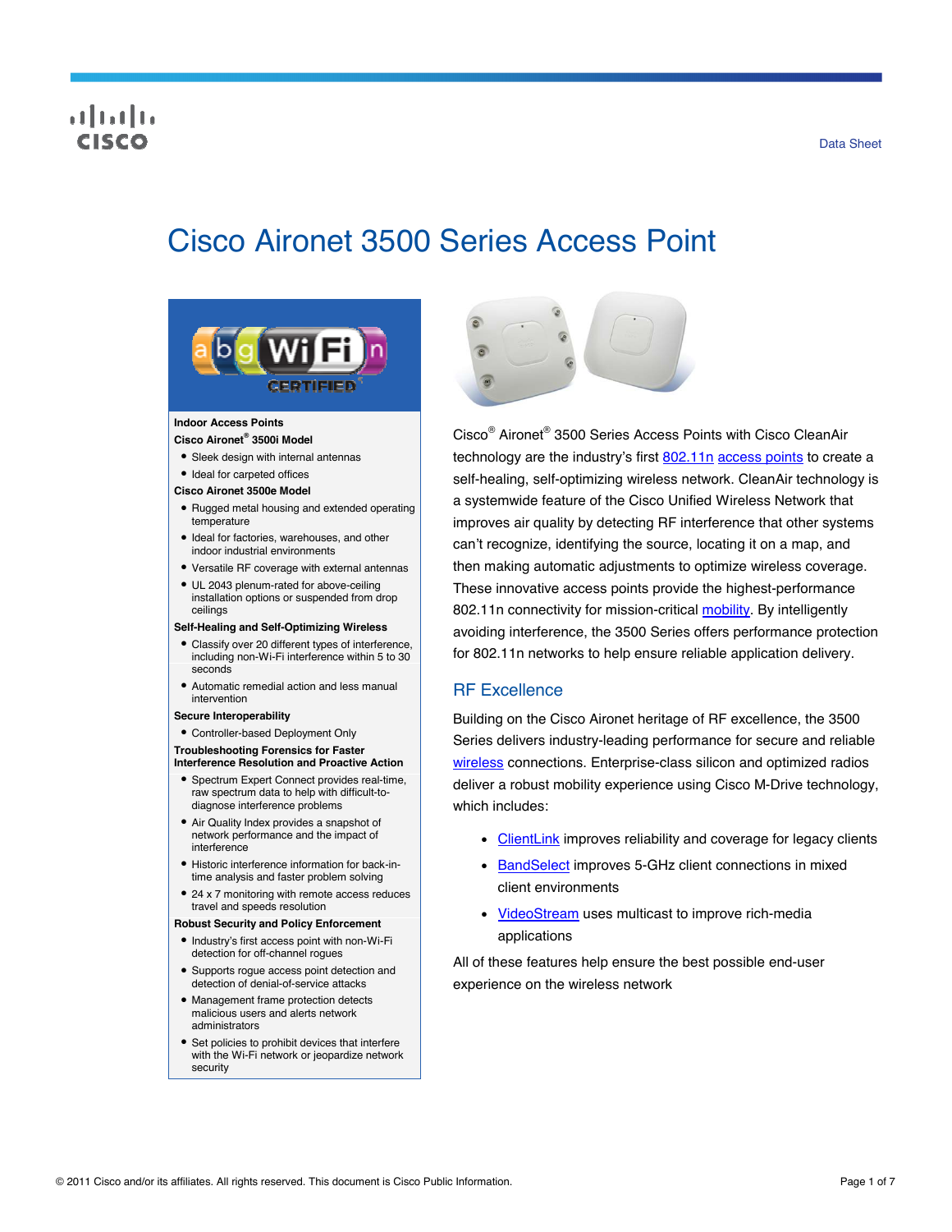Data Sheet

# Cisco Aironet 3500 Series Access Point

**Indoor Access Points**

**Cisco Aironet® 3500i Model**

- Sleek design with internal antennas
- Ideal for carpeted offices

**Cisco Aironet 3500e Model**

- Rugged metal housing and extended operating temperature
- Ideal for factories, warehouses, and other indoor industrial environments
- Versatile RF coverage with external antennas
- UL 2043 plenum-rated for above-ceiling installation options or suspended from drop ceilings

**Self-Healing and Self-Optimizing Wireless**

- Classify over 20 different types of interference, including non-Wi-Fi interference within 5 to 30 seconds
- Automatic remedial action and less manual intervention

**Secure Interoperability**

- Controller-based Deployment Only

**Troubleshooting Forensics for Faster Interference Resolution and Proactive Action**

- Spectrum Expert Connect provides real-time, raw spectrum data to help with difficult-to-diagnose interference problems
- Air Quality Index provides a snapshot of network performance and the impact of interference
- Historic interference information for back-in-time analysis and faster problem solving
- 24 x 7 monitoring with remote access reduces travel and speeds resolution

**Robust Security and Policy Enforcement**

- Industry's first access point with non-Wi-Fi detection for off-channel rogues
- Supports rogue access point detection and detection of denial-of-service attacks
- Management frame protection detects malicious users and alerts network administrators
- Set policies to prohibit devices that interfere with the Wi-Fi network or jeopardize network security

Cisco® Aironet® 3500 Series Access Points with Cisco CleanAir technology are the industry's first 802.11n access points to create a self-healing, self-optimizing wireless network. CleanAir technology is a systemwide feature of the Cisco Unified Wireless Network that improves air quality by detecting RF interference that other systems can't recognize, identifying the source, locating it on a map, and then making automatic adjustments to optimize wireless coverage. These innovative access points provide the highest-performance 802.11n connectivity for mission-critical mobility. By intelligently avoiding interference, the 3500 Series offers performance protection for 802.11n networks to help ensure reliable application delivery.

## RF Excellence

Building on the Cisco Aironet heritage of RF excellence, the 3500 Series delivers industry-leading performance for secure and reliable wireless connections. Enterprise-class silicon and optimized radios deliver a robust mobility experience using Cisco M-Drive technology, which includes:

- ClientLink improves reliability and coverage for legacy clients
- BandSelect improves 5-GHz client connections in mixed client environments
- VideoStream uses multicast to improve rich-media applications

All of these features help ensure the best possible end-user experience on the wireless network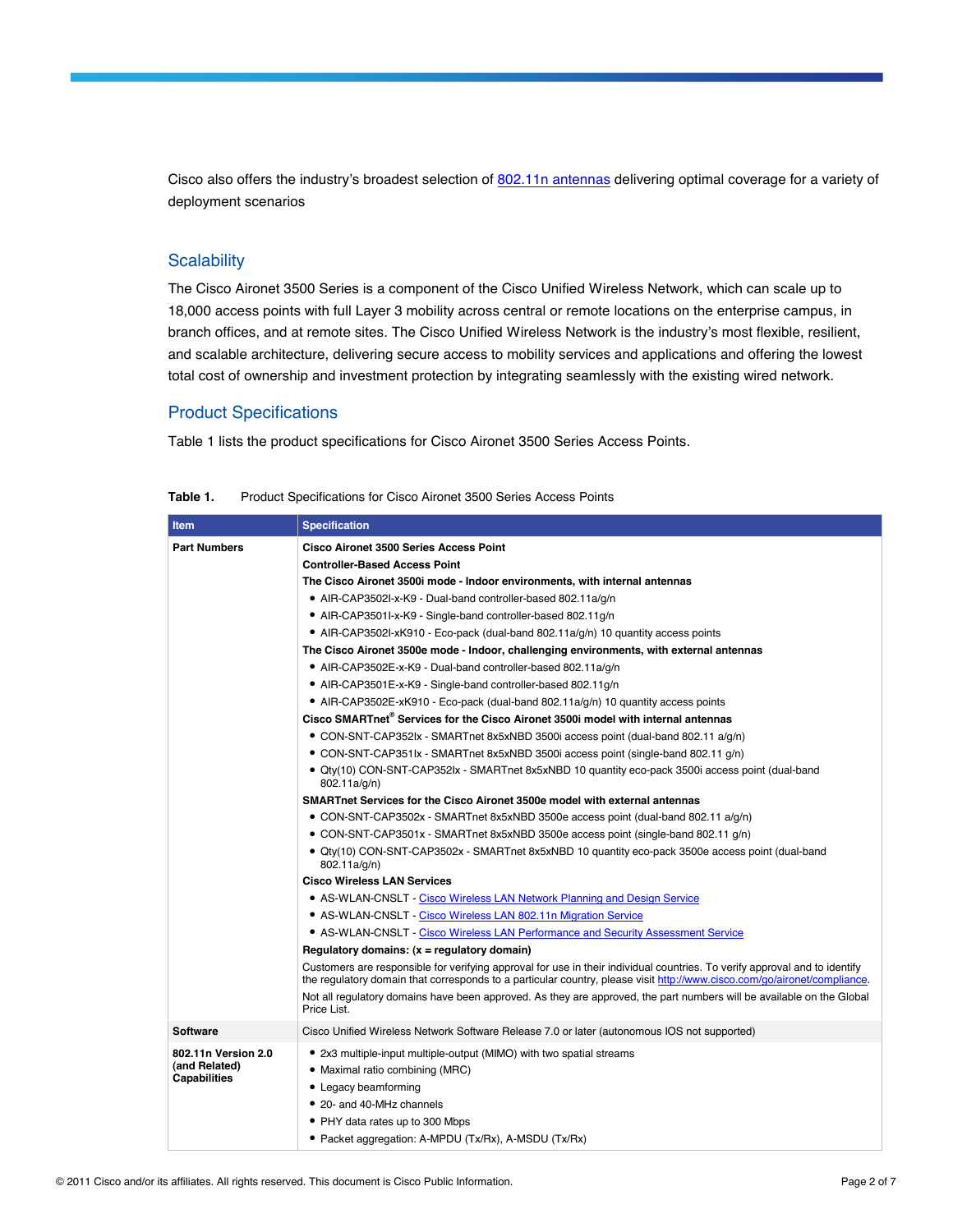Cisco also offers the industry's broadest selection of [802.11n antennas](#) delivering optimal coverage for a variety of deployment scenarios

## Scalability

The Cisco Aironet 3500 Series is a component of the Cisco Unified Wireless Network, which can scale up to 18,000 access points with full Layer 3 mobility across central or remote locations on the enterprise campus, in branch offices, and at remote sites. The Cisco Unified Wireless Network is the industry's most flexible, resilient, and scalable architecture, delivering secure access to mobility services and applications and offering the lowest total cost of ownership and investment protection by integrating seamlessly with the existing wired network.

## Product Specifications

Table 1 lists the product specifications for Cisco Aironet 3500 Series Access Points.

**Table 1.** Product Specifications for Cisco Aironet 3500 Series Access Points

| Item | Specification |
|---|---|
| **Part Numbers** | **Cisco Aironet 3500 Series Access Point**<br>**Controller-Based Access Point**<br>**The Cisco Aironet 3500i mode - Indoor environments, with internal antennas**<br>• AIR-CAP3502I-x-K9 - Dual-band controller-based 802.11a/g/n<br>• AIR-CAP3501I-x-K9 - Single-band controller-based 802.11g/n<br>• AIR-CAP3502I-xK910 - Eco-pack (dual-band 802.11a/g/n) 10 quantity access points<br>**The Cisco Aironet 3500e mode - Indoor, challenging environments, with external antennas**<br>• AIR-CAP3502E-x-K9 - Dual-band controller-based 802.11a/g/n<br>• AIR-CAP3501E-x-K9 - Single-band controller-based 802.11g/n<br>• AIR-CAP3502E-xK910 - Eco-pack (dual-band 802.11a/g/n) 10 quantity access points<br>**Cisco SMARTnet® Services for the Cisco Aironet 3500i model with internal antennas**<br>• CON-SNT-CAP352Ix - SMARTnet 8x5xNBD 3500i access point (dual-band 802.11 a/g/n)<br>• CON-SNT-CAP351Ix - SMARTnet 8x5xNBD 3500i access point (single-band 802.11 g/n)<br>• Qty(10) CON-SNT-CAP352Ix - SMARTnet 8x5xNBD 10 quantity eco-pack 3500i access point (dual-band 802.11a/g/n)<br>**SMARTnet Services for the Cisco Aironet 3500e model with external antennas**<br>• CON-SNT-CAP3502x - SMARTnet 8x5xNBD 3500e access point (dual-band 802.11 a/g/n)<br>• CON-SNT-CAP3501x - SMARTnet 8x5xNBD 3500e access point (single-band 802.11 g/n)<br>• Qty(10) CON-SNT-CAP3502x - SMARTnet 8x5xNBD 10 quantity eco-pack 3500e access point (dual-band 802.11a/g/n)<br>**Cisco Wireless LAN Services**<br>• AS-WLAN-CNSLT - [Cisco Wireless LAN Network Planning and Design Service](#)<br>• AS-WLAN-CNSLT - [Cisco Wireless LAN 802.11n Migration Service](#)<br>• AS-WLAN-CNSLT - [Cisco Wireless LAN Performance and Security Assessment Service](#)<br>**Regulatory domains: (x = regulatory domain)**<br>Customers are responsible for verifying approval for use in their individual countries. To verify approval and to identify the regulatory domain that corresponds to a particular country, please visit http://www.cisco.com/go/aironet/compliance.<br>Not all regulatory domains have been approved. As they are approved, the part numbers will be available on the Global Price List. |
| **Software** | Cisco Unified Wireless Network Software Release 7.0 or later (autonomous IOS not supported) |
| **802.11n Version 2.0 (and Related) Capabilities** | • 2x3 multiple-input multiple-output (MIMO) with two spatial streams<br>• Maximal ratio combining (MRC)<br>• Legacy beamforming<br>• 20- and 40-MHz channels<br>• PHY data rates up to 300 Mbps<br>• Packet aggregation: A-MPDU (Tx/Rx), A-MSDU (Tx/Rx) |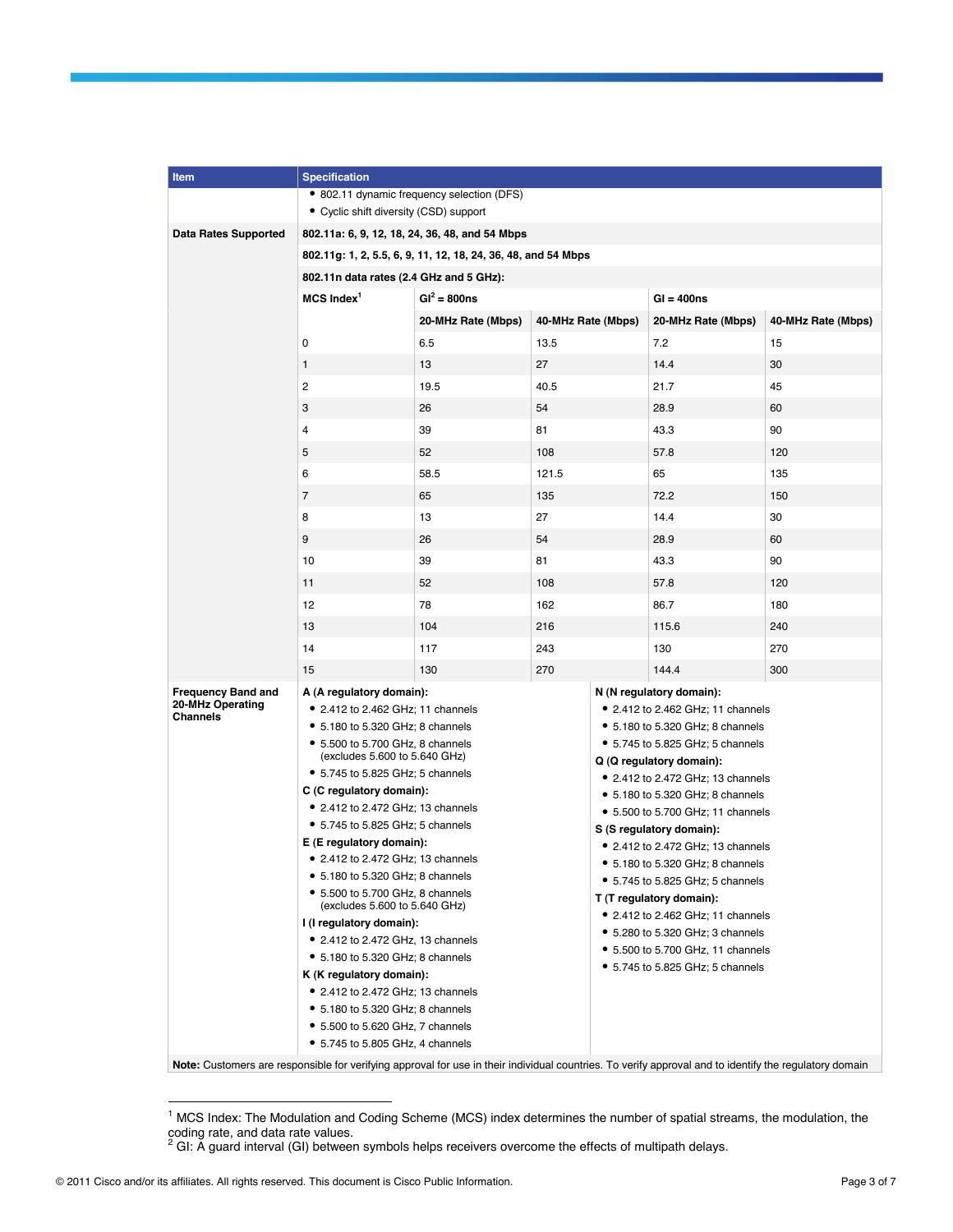| Item | Specification |
| --- | --- |
| | • 802.11 dynamic frequency selection (DFS)<br>• Cyclic shift diversity (CSD) support |
| Data Rates Supported | **802.11a: 6, 9, 12, 18, 24, 36, 48, and 54 Mbps** |
| | **802.11g: 1, 2, 5.5, 6, 9, 11, 12, 18, 24, 36, 48, and 54 Mbps** |
| | **802.11n data rates (2.4 GHz and 5 GHz):** |

| MCS Index[1] | GI[2] = 800ns | | GI = 400ns | |
| --- | --- | --- | --- | --- |
| | 20-MHz Rate (Mbps) | 40-MHz Rate (Mbps) | 20-MHz Rate (Mbps) | 40-MHz Rate (Mbps) |
| 0 | 6.5 | 13.5 | 7.2 | 15 |
| 1 | 13 | 27 | 14.4 | 30 |
| 2 | 19.5 | 40.5 | 21.7 | 45 |
| 3 | 26 | 54 | 28.9 | 60 |
| 4 | 39 | 81 | 43.3 | 90 |
| 5 | 52 | 108 | 57.8 | 120 |
| 6 | 58.5 | 121.5 | 65 | 135 |
| 7 | 65 | 135 | 72.2 | 150 |
| 8 | 13 | 27 | 14.4 | 30 |
| 9 | 26 | 54 | 28.9 | 60 |
| 10 | 39 | 81 | 43.3 | 90 |
| 11 | 52 | 108 | 57.8 | 120 |
| 12 | 78 | 162 | 86.7 | 180 |
| 13 | 104 | 216 | 115.6 | 240 |
| 14 | 117 | 243 | 130 | 270 |
| 15 | 130 | 270 | 144.4 | 300 |

| Item | Specification | |
| --- | --- | --- |
| Frequency Band and 20-MHz Operating Channels | **A (A regulatory domain):**<br>• 2.412 to 2.462 GHz; 11 channels<br>• 5.180 to 5.320 GHz; 8 channels<br>• 5.500 to 5.700 GHz, 8 channels (excludes 5.600 to 5.640 GHz)<br>• 5.745 to 5.825 GHz; 5 channels<br>**C (C regulatory domain):**<br>• 2.412 to 2.472 GHz; 13 channels<br>• 5.745 to 5.825 GHz; 5 channels<br>**E (E regulatory domain):**<br>• 2.412 to 2.472 GHz; 13 channels<br>• 5.180 to 5.320 GHz; 8 channels<br>• 5.500 to 5.700 GHz, 8 channels (excludes 5.600 to 5.640 GHz)<br>**I (I regulatory domain):**<br>• 2.412 to 2.472 GHz, 13 channels<br>• 5.180 to 5.320 GHz; 8 channels<br>**K (K regulatory domain):**<br>• 2.412 to 2.472 GHz; 13 channels<br>• 5.180 to 5.320 GHz; 8 channels<br>• 5.500 to 5.620 GHz, 7 channels<br>• 5.745 to 5.805 GHz, 4 channels | **N (N regulatory domain):**<br>• 2.412 to 2.462 GHz; 11 channels<br>• 5.180 to 5.320 GHz; 8 channels<br>• 5.745 to 5.825 GHz; 5 channels<br>**Q (Q regulatory domain):**<br>• 2.412 to 2.472 GHz; 13 channels<br>• 5.180 to 5.320 GHz; 8 channels<br>• 5.500 to 5.700 GHz; 11 channels<br>**S (S regulatory domain):**<br>• 2.412 to 2.472 GHz; 13 channels<br>• 5.180 to 5.320 GHz; 8 channels<br>• 5.745 to 5.825 GHz; 5 channels<br>**T (T regulatory domain):**<br>• 2.412 to 2.462 GHz; 11 channels<br>• 5.280 to 5.320 GHz; 3 channels<br>• 5.500 to 5.700 GHz, 11 channels<br>• 5.745 to 5.825 GHz; 5 channels |

**Note:** Customers are responsible for verifying approval for use in their individual countries. To verify approval and to identify the regulatory domain

[1] MCS Index: The Modulation and Coding Scheme (MCS) index determines the number of spatial streams, the modulation, the coding rate, and data rate values.

[2] GI: A guard interval (GI) between symbols helps receivers overcome the effects of multipath delays.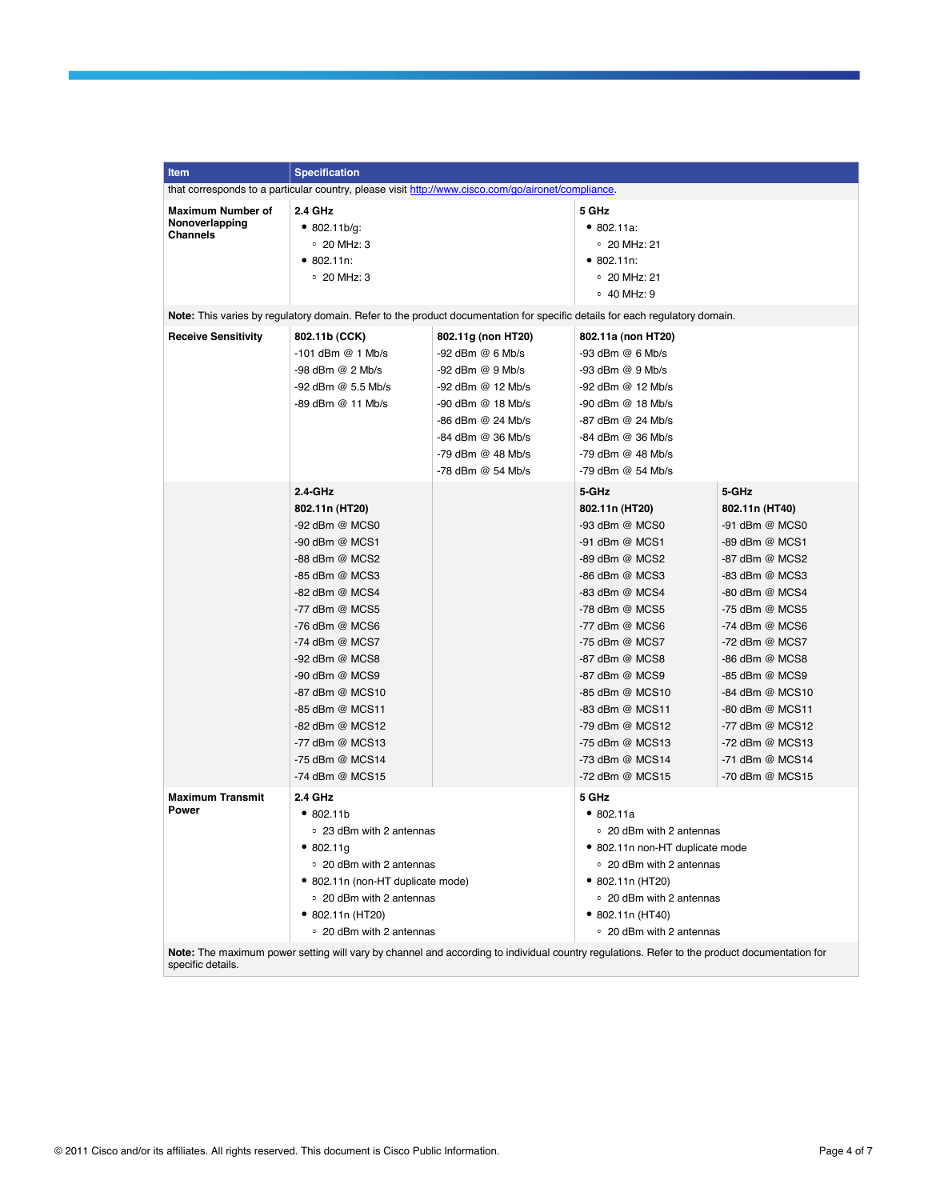| Item | Specification | | | |
|---|---|---|---|---|
| that corresponds to a particular country, please visit http://www.cisco.com/go/aironet/compliance. | | | | |
| **Maximum Number of Nonoverlapping Channels** | **2.4 GHz**<br>• 802.11b/g:<br>◦ 20 MHz: 3<br>• 802.11n:<br>◦ 20 MHz: 3 | | **5 GHz**<br>• 802.11a:<br>◦ 20 MHz: 21<br>• 802.11n:<br>◦ 20 MHz: 21<br>◦ 40 MHz: 9 | |
| **Note:** This varies by regulatory domain. Refer to the product documentation for specific details for each regulatory domain. | | | | |
| **Receive Sensitivity** | **802.11b (CCK)**<br>-101 dBm @ 1 Mb/s<br>-98 dBm @ 2 Mb/s<br>-92 dBm @ 5.5 Mb/s<br>-89 dBm @ 11 Mb/s | **802.11g (non HT20)**<br>-92 dBm @ 6 Mb/s<br>-92 dBm @ 9 Mb/s<br>-92 dBm @ 12 Mb/s<br>-90 dBm @ 18 Mb/s<br>-86 dBm @ 24 Mb/s<br>-84 dBm @ 36 Mb/s<br>-79 dBm @ 48 Mb/s<br>-78 dBm @ 54 Mb/s | **802.11a (non HT20)**<br>-93 dBm @ 6 Mb/s<br>-93 dBm @ 9 Mb/s<br>-92 dBm @ 12 Mb/s<br>-90 dBm @ 18 Mb/s<br>-87 dBm @ 24 Mb/s<br>-84 dBm @ 36 Mb/s<br>-79 dBm @ 48 Mb/s<br>-79 dBm @ 54 Mb/s | |
| | **2.4-GHz**<br>**802.11n (HT20)**<br>-92 dBm @ MCS0<br>-90 dBm @ MCS1<br>-88 dBm @ MCS2<br>-85 dBm @ MCS3<br>-82 dBm @ MCS4<br>-77 dBm @ MCS5<br>-76 dBm @ MCS6<br>-74 dBm @ MCS7<br>-92 dBm @ MCS8<br>-90 dBm @ MCS9<br>-87 dBm @ MCS10<br>-85 dBm @ MCS11<br>-82 dBm @ MCS12<br>-77 dBm @ MCS13<br>-75 dBm @ MCS14<br>-74 dBm @ MCS15 | | **5-GHz**<br>**802.11n (HT20)**<br>-93 dBm @ MCS0<br>-91 dBm @ MCS1<br>-89 dBm @ MCS2<br>-86 dBm @ MCS3<br>-83 dBm @ MCS4<br>-78 dBm @ MCS5<br>-77 dBm @ MCS6<br>-75 dBm @ MCS7<br>-87 dBm @ MCS8<br>-87 dBm @ MCS9<br>-85 dBm @ MCS10<br>-83 dBm @ MCS11<br>-79 dBm @ MCS12<br>-75 dBm @ MCS13<br>-73 dBm @ MCS14<br>-72 dBm @ MCS15 | **5-GHz**<br>**802.11n (HT40)**<br>-91 dBm @ MCS0<br>-89 dBm @ MCS1<br>-87 dBm @ MCS2<br>-83 dBm @ MCS3<br>-80 dBm @ MCS4<br>-75 dBm @ MCS5<br>-74 dBm @ MCS6<br>-72 dBm @ MCS7<br>-86 dBm @ MCS8<br>-85 dBm @ MCS9<br>-84 dBm @ MCS10<br>-80 dBm @ MCS11<br>-77 dBm @ MCS12<br>-72 dBm @ MCS13<br>-71 dBm @ MCS14<br>-70 dBm @ MCS15 |
| **Maximum Transmit Power** | **2.4 GHz**<br>• 802.11b<br>◦ 23 dBm with 2 antennas<br>• 802.11g<br>◦ 20 dBm with 2 antennas<br>• 802.11n (non-HT duplicate mode)<br>◦ 20 dBm with 2 antennas<br>• 802.11n (HT20)<br>◦ 20 dBm with 2 antennas | | **5 GHz**<br>• 802.11a<br>◦ 20 dBm with 2 antennas<br>• 802.11n non-HT duplicate mode<br>◦ 20 dBm with 2 antennas<br>• 802.11n (HT20)<br>◦ 20 dBm with 2 antennas<br>• 802.11n (HT40)<br>◦ 20 dBm with 2 antennas | |
| **Note:** The maximum power setting will vary by channel and according to individual country regulations. Refer to the product documentation for specific details. | | | | |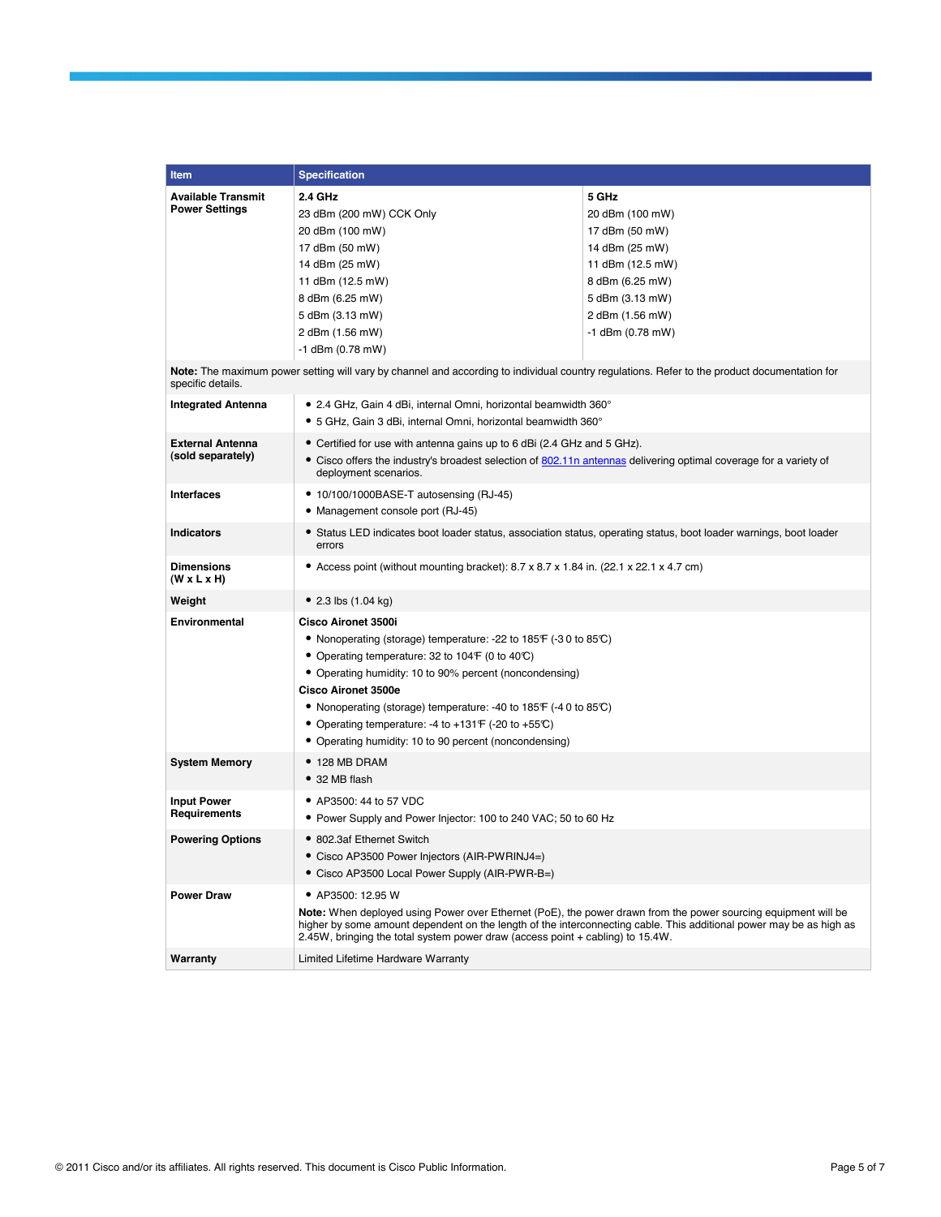| Item | Specification | |
|---|---|---|
| **Available Transmit Power Settings** | **2.4 GHz**<br>23 dBm (200 mW) CCK Only<br>20 dBm (100 mW)<br>17 dBm (50 mW)<br>14 dBm (25 mW)<br>11 dBm (12.5 mW)<br>8 dBm (6.25 mW)<br>5 dBm (3.13 mW)<br>2 dBm (1.56 mW)<br>-1 dBm (0.78 mW) | **5 GHz**<br>20 dBm (100 mW)<br>17 dBm (50 mW)<br>14 dBm (25 mW)<br>11 dBm (12.5 mW)<br>8 dBm (6.25 mW)<br>5 dBm (3.13 mW)<br>2 dBm (1.56 mW)<br>-1 dBm (0.78 mW) |
| **Note:** The maximum power setting will vary by channel and according to individual country regulations. Refer to the product documentation for specific details. | | |
| **Integrated Antenna** | • 2.4 GHz, Gain 4 dBi, internal Omni, horizontal beamwidth 360°<br>• 5 GHz, Gain 3 dBi, internal Omni, horizontal beamwidth 360° | |
| **External Antenna (sold separately)** | • Certified for use with antenna gains up to 6 dBi (2.4 GHz and 5 GHz).<br>• Cisco offers the industry's broadest selection of 802.11n antennas delivering optimal coverage for a variety of deployment scenarios. | |
| **Interfaces** | • 10/100/1000BASE-T autosensing (RJ-45)<br>• Management console port (RJ-45) | |
| **Indicators** | • Status LED indicates boot loader status, association status, operating status, boot loader warnings, boot loader errors | |
| **Dimensions (W x L x H)** | • Access point (without mounting bracket): 8.7 x 8.7 x 1.84 in. (22.1 x 22.1 x 4.7 cm) | |
| **Weight** | • 2.3 lbs (1.04 kg) | |
| **Environmental** | **Cisco Aironet 3500i**<br>• Nonoperating (storage) temperature: -22 to 185°F (-30 to 85°C)<br>• Operating temperature: 32 to 104°F (0 to 40°C)<br>• Operating humidity: 10 to 90% percent (noncondensing)<br>**Cisco Aironet 3500e**<br>• Nonoperating (storage) temperature: -40 to 185°F (-40 to 85°C)<br>• Operating temperature: -4 to +131°F (-20 to +55°C)<br>• Operating humidity: 10 to 90 percent (noncondensing) | |
| **System Memory** | • 128 MB DRAM<br>• 32 MB flash | |
| **Input Power Requirements** | • AP3500: 44 to 57 VDC<br>• Power Supply and Power Injector: 100 to 240 VAC; 50 to 60 Hz | |
| **Powering Options** | • 802.3af Ethernet Switch<br>• Cisco AP3500 Power Injectors (AIR-PWRINJ4=)<br>• Cisco AP3500 Local Power Supply (AIR-PWR-B=) | |
| **Power Draw** | • AP3500: 12.95 W<br>**Note:** When deployed using Power over Ethernet (PoE), the power drawn from the power sourcing equipment will be higher by some amount dependent on the length of the interconnecting cable. This additional power may be as high as 2.45W, bringing the total system power draw (access point + cabling) to 15.4W. | |
| **Warranty** | Limited Lifetime Hardware Warranty | |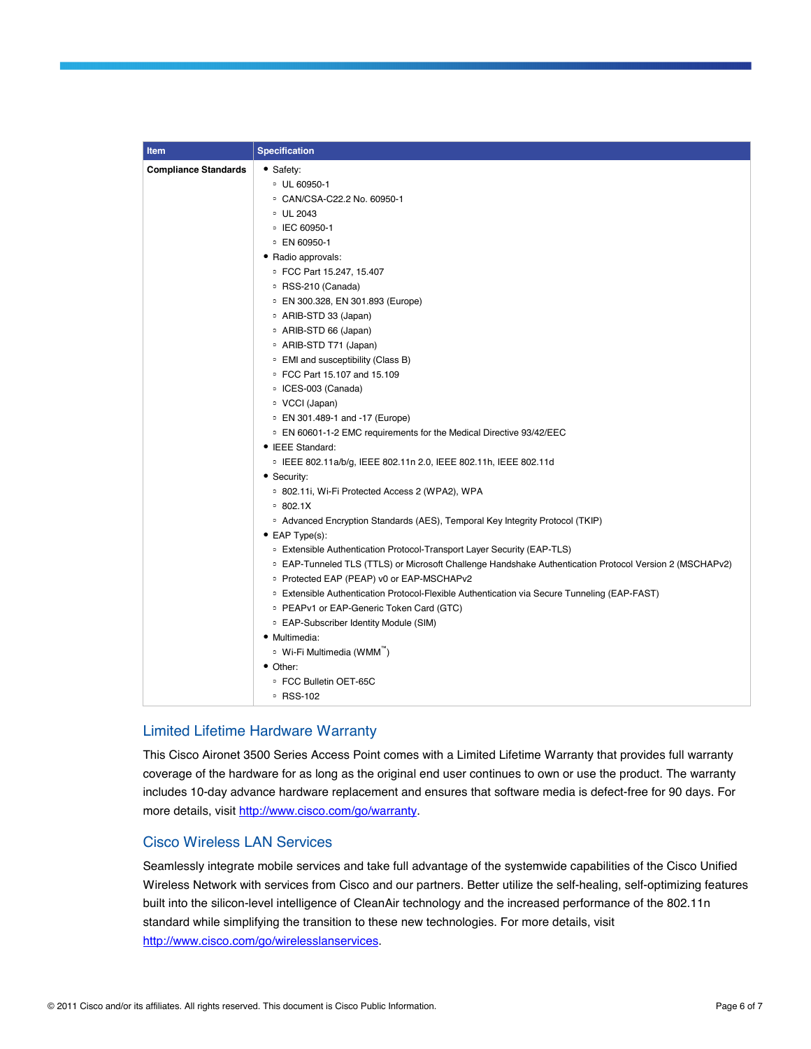| Item | Specification |
| --- | --- |
| **Compliance Standards** | • Safety:<br>◦ UL 60950-1<br>◦ CAN/CSA-C22.2 No. 60950-1<br>◦ UL 2043<br>◦ IEC 60950-1<br>◦ EN 60950-1<br>• Radio approvals:<br>◦ FCC Part 15.247, 15.407<br>◦ RSS-210 (Canada)<br>◦ EN 300.328, EN 301.893 (Europe)<br>◦ ARIB-STD 33 (Japan)<br>◦ ARIB-STD 66 (Japan)<br>◦ ARIB-STD T71 (Japan)<br>◦ EMI and susceptibility (Class B)<br>◦ FCC Part 15.107 and 15.109<br>◦ ICES-003 (Canada)<br>◦ VCCI (Japan)<br>◦ EN 301.489-1 and -17 (Europe)<br>◦ EN 60601-1-2 EMC requirements for the Medical Directive 93/42/EEC<br>• IEEE Standard:<br>◦ IEEE 802.11a/b/g, IEEE 802.11n 2.0, IEEE 802.11h, IEEE 802.11d<br>• Security:<br>◦ 802.11i, Wi-Fi Protected Access 2 (WPA2), WPA<br>◦ 802.1X<br>◦ Advanced Encryption Standards (AES), Temporal Key Integrity Protocol (TKIP)<br>• EAP Type(s):<br>◦ Extensible Authentication Protocol-Transport Layer Security (EAP-TLS)<br>◦ EAP-Tunneled TLS (TTLS) or Microsoft Challenge Handshake Authentication Protocol Version 2 (MSCHAPv2)<br>◦ Protected EAP (PEAP) v0 or EAP-MSCHAPv2<br>◦ Extensible Authentication Protocol-Flexible Authentication via Secure Tunneling (EAP-FAST)<br>◦ PEAPv1 or EAP-Generic Token Card (GTC)<br>◦ EAP-Subscriber Identity Module (SIM)<br>• Multimedia:<br>◦ Wi-Fi Multimedia (WMM™)<br>• Other:<br>◦ FCC Bulletin OET-65C<br>◦ RSS-102 |

## Limited Lifetime Hardware Warranty

This Cisco Aironet 3500 Series Access Point comes with a Limited Lifetime Warranty that provides full warranty coverage of the hardware for as long as the original end user continues to own or use the product. The warranty includes 10-day advance hardware replacement and ensures that software media is defect-free for 90 days. For more details, visit http://www.cisco.com/go/warranty.

## Cisco Wireless LAN Services

Seamlessly integrate mobile services and take full advantage of the systemwide capabilities of the Cisco Unified Wireless Network with services from Cisco and our partners. Better utilize the self-healing, self-optimizing features built into the silicon-level intelligence of CleanAir technology and the increased performance of the 802.11n standard while simplifying the transition to these new technologies. For more details, visit http://www.cisco.com/go/wirelesslanservices.

© 2011 Cisco and/or its affiliates. All rights reserved. This document is Cisco Public Information.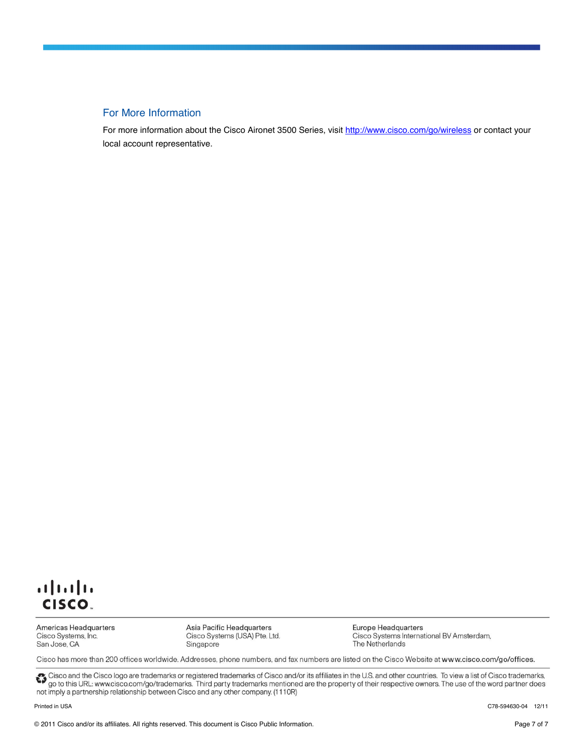## For More Information

For more information about the Cisco Aironet 3500 Series, visit http://www.cisco.com/go/wireless or contact your local account representative.

Americas Headquarters
Cisco Systems, Inc.
San Jose, CA

Asia Pacific Headquarters
Cisco Systems (USA) Pte. Ltd.
Singapore

Europe Headquarters
Cisco Systems International BV Amsterdam,
The Netherlands

Cisco has more than 200 offices worldwide. Addresses, phone numbers, and fax numbers are listed on the Cisco Website at **www.cisco.com/go/offices.**

Cisco and the Cisco logo are trademarks or registered trademarks of Cisco and/or its affiliates in the U.S. and other countries. To view a list of Cisco trademarks, go to this URL: www.cisco.com/go/trademarks. Third party trademarks mentioned are the property of their respective owners. The use of the word partner does not imply a partnership relationship between Cisco and any other company. (1110R)

Printed in USA C78-594630-04 12/11

© 2011 Cisco and/or its affiliates. All rights reserved. This document is Cisco Public Information.